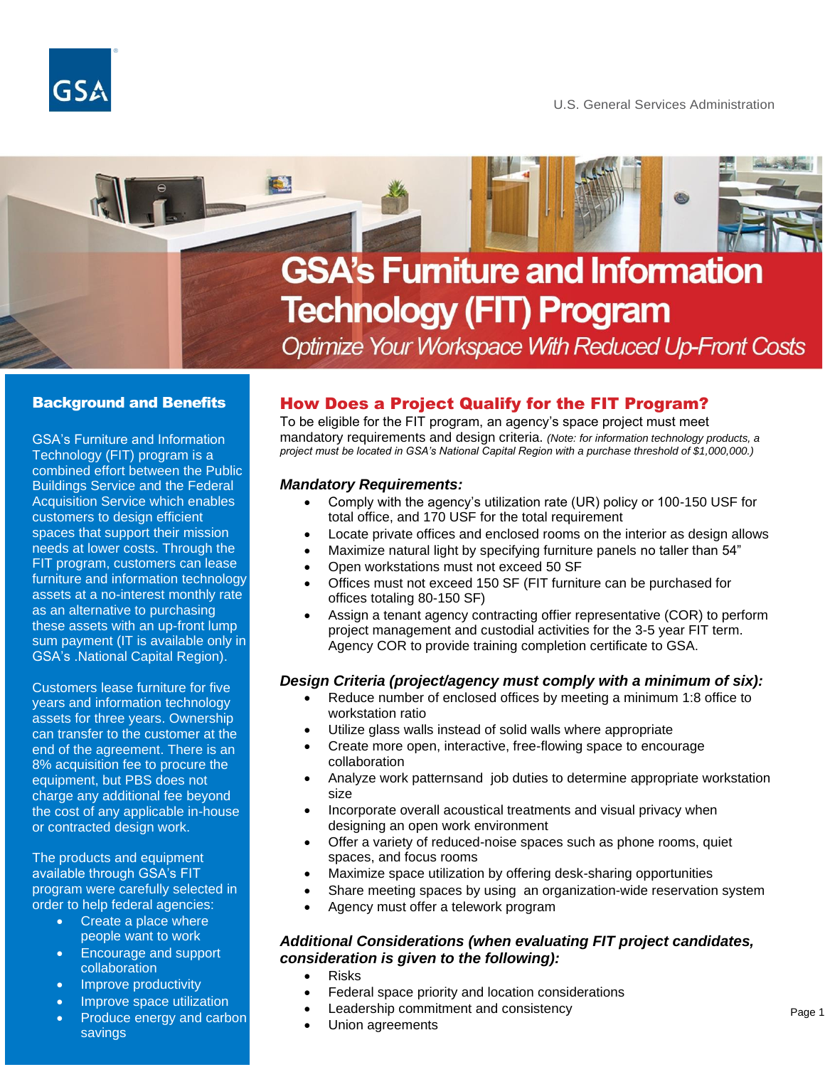U.S. General Services Administration

# GSA's Furniture and Information Technology (FIT) Program

*Optimize Your Workspace With Reduced Up-Front Costs*

## Background and Benefits

GSA's Furniture and Information Technology (FIT) program is a combined effort between the Public Buildings Service and the Federal Acquisition Service which enables customers to design efficient spaces that support their mission needs at lower costs. Through the FIT program, customers can lease furniture and information technology assets at a no-interest monthly rate as an alternative to purchasing these assets with an up-front lump sum payment (IT is available only in GSA's .National Capital Region).

Customers lease furniture for five years and information technology assets for three years. Ownership can transfer to the customer at the end of the agreement. There is an 8% acquisition fee to procure the equipment, but PBS does not charge any additional fee beyond the cost of any applicable in-house or contracted design work.

The products and equipment available through GSA's FIT program were carefully selected in order to help federal agencies:

- Create a place where people want to work
- Encourage and support collaboration
- Improve productivity
- Improve space utilization
- Produce energy and carbon savings

## How Does a Project Qualify for the FIT Program?

To be eligible for the FIT program, an agency's space project must meet mandatory requirements and design criteria. *(Note: for information technology products, a project must be located in GSA's National Capital Region with a purchase threshold of $1,000,000.)*

### *Mandatory Requirements:*

- Comply with the agency's utilization rate (UR) policy or 100-150 USF for total office, and 170 USF for the total requirement
- Locate private offices and enclosed rooms on the interior as design allows
- Maximize natural light by specifying furniture panels no taller than 54"
- Open workstations must not exceed 50 SF
- Offices must not exceed 150 SF (FIT furniture can be purchased for offices totaling 80-150 SF)
- Assign a tenant agency contracting offier representative (COR) to perform project management and custodial activities for the 3-5 year FIT term. Agency COR to provide training completion certificate to GSA.

### *Design Criteria (project/agency must comply with a minimum of six):*

- Reduce number of enclosed offices by meeting a minimum 1:8 office to workstation ratio
- Utilize glass walls instead of solid walls where appropriate
- Create more open, interactive, free-flowing space to encourage collaboration
- Analyze work patternsand job duties to determine appropriate workstation size
- Incorporate overall acoustical treatments and visual privacy when designing an open work environment
- Offer a variety of reduced-noise spaces such as phone rooms, quiet spaces, and focus rooms
- Maximize space utilization by offering desk-sharing opportunities
- Share meeting spaces by using an organization-wide reservation system
- Agency must offer a telework program

### *Additional Considerations (when evaluating FIT project candidates, consideration is given to the following):*

- Risks
- Federal space priority and location considerations
- Leadership commitment and consistency
- Union agreements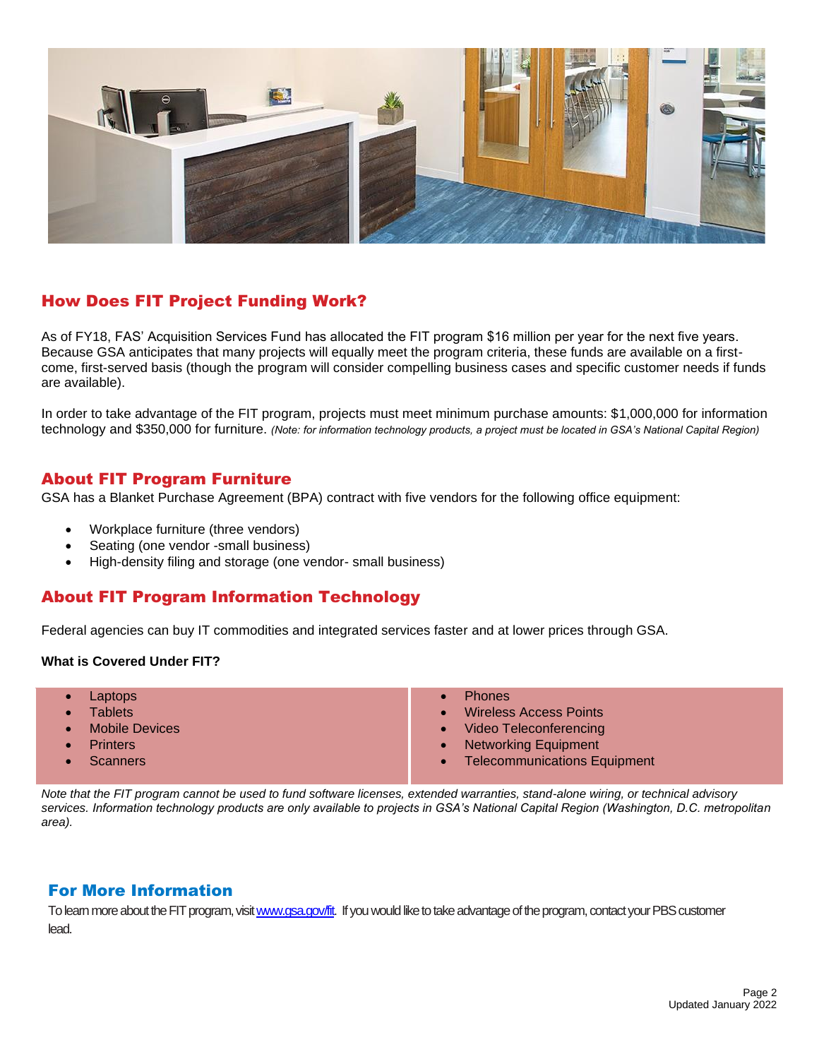## How Does FIT Project Funding Work?

As of FY18, FAS' Acquisition Services Fund has allocated the FIT program $16 million per year for the next five years. Because GSA anticipates that many projects will equally meet the program criteria, these funds are available on a first-come, first-served basis (though the program will consider compelling business cases and specific customer needs if funds are available).

In order to take advantage of the FIT program, projects must meet minimum purchase amounts: $1,000,000 for information technology and $350,000 for furniture. *(Note: for information technology products, a project must be located in GSA's National Capital Region)*

## About FIT Program Furniture

GSA has a Blanket Purchase Agreement (BPA) contract with five vendors for the following office equipment:

- Workplace furniture (three vendors)
- Seating (one vendor -small business)
- High-density filing and storage (one vendor- small business)

## About FIT Program Information Technology

Federal agencies can buy IT commodities and integrated services faster and at lower prices through GSA.

**What is Covered Under FIT?**

- Laptops
- Tablets
- Mobile Devices
- Printers
- Scanners
- Phones
- Wireless Access Points
- Video Teleconferencing
- Networking Equipment
- Telecommunications Equipment

*Note that the FIT program cannot be used to fund software licenses, extended warranties, stand-alone wiring, or technical advisory services. Information technology products are only available to projects in GSA's National Capital Region (Washington, D.C. metropolitan area).*

## For More Information

To learn more about the FIT program, visit www.gsa.gov/fit. If you would like to take advantage of the program, contact your PBS customer lead.

Updated January 2022